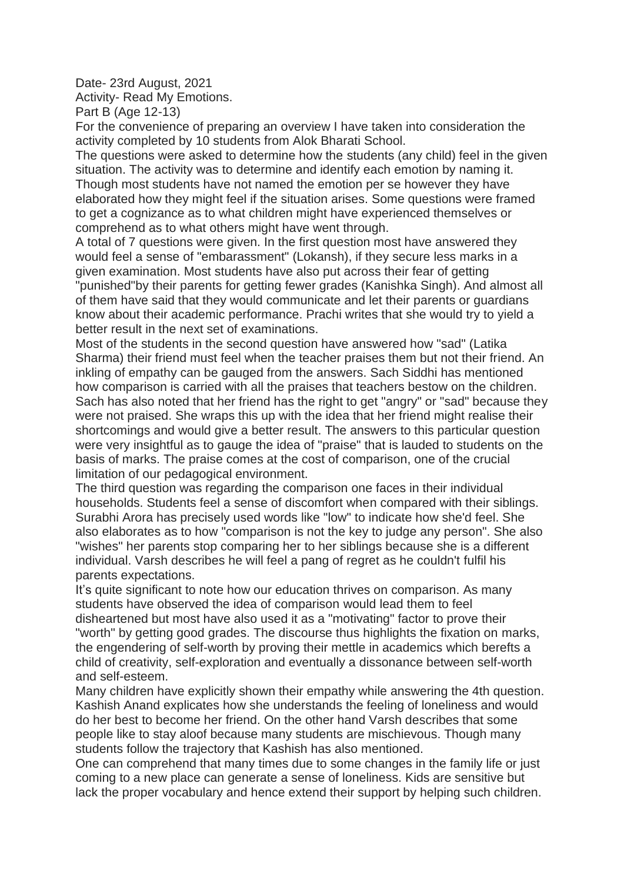Date- 23rd August, 2021

Activity- Read My Emotions.

Part B (Age 12-13)

For the convenience of preparing an overview I have taken into consideration the activity completed by 10 students from Alok Bharati School.

The questions were asked to determine how the students (any child) feel in the given situation. The activity was to determine and identify each emotion by naming it. Though most students have not named the emotion per se however they have elaborated how they might feel if the situation arises. Some questions were framed to get a cognizance as to what children might have experienced themselves or comprehend as to what others might have went through.

A total of 7 questions were given. In the first question most have answered they would feel a sense of "embarassment" (Lokansh), if they secure less marks in a given examination. Most students have also put across their fear of getting "punished"by their parents for getting fewer grades (Kanishka Singh). And almost all of them have said that they would communicate and let their parents or guardians know about their academic performance. Prachi writes that she would try to yield a better result in the next set of examinations.

Most of the students in the second question have answered how "sad" (Latika Sharma) their friend must feel when the teacher praises them but not their friend. An inkling of empathy can be gauged from the answers. Sach Siddhi has mentioned how comparison is carried with all the praises that teachers bestow on the children. Sach has also noted that her friend has the right to get "angry" or "sad" because they were not praised. She wraps this up with the idea that her friend might realise their shortcomings and would give a better result. The answers to this particular question were very insightful as to gauge the idea of "praise" that is lauded to students on the basis of marks. The praise comes at the cost of comparison, one of the crucial limitation of our pedagogical environment.

The third question was regarding the comparison one faces in their individual households. Students feel a sense of discomfort when compared with their siblings. Surabhi Arora has precisely used words like "low" to indicate how she'd feel. She also elaborates as to how "comparison is not the key to judge any person". She also "wishes" her parents stop comparing her to her siblings because she is a different individual. Varsh describes he will feel a pang of regret as he couldn't fulfil his parents expectations.

It's quite significant to note how our education thrives on comparison. As many students have observed the idea of comparison would lead them to feel disheartened but most have also used it as a "motivating" factor to prove their "worth" by getting good grades. The discourse thus highlights the fixation on marks, the engendering of self-worth by proving their mettle in academics which berefts a child of creativity, self-exploration and eventually a dissonance between self-worth and self-esteem.

Many children have explicitly shown their empathy while answering the 4th question. Kashish Anand explicates how she understands the feeling of loneliness and would do her best to become her friend. On the other hand Varsh describes that some people like to stay aloof because many students are mischievous. Though many students follow the trajectory that Kashish has also mentioned.

One can comprehend that many times due to some changes in the family life or just coming to a new place can generate a sense of loneliness. Kids are sensitive but lack the proper vocabulary and hence extend their support by helping such children.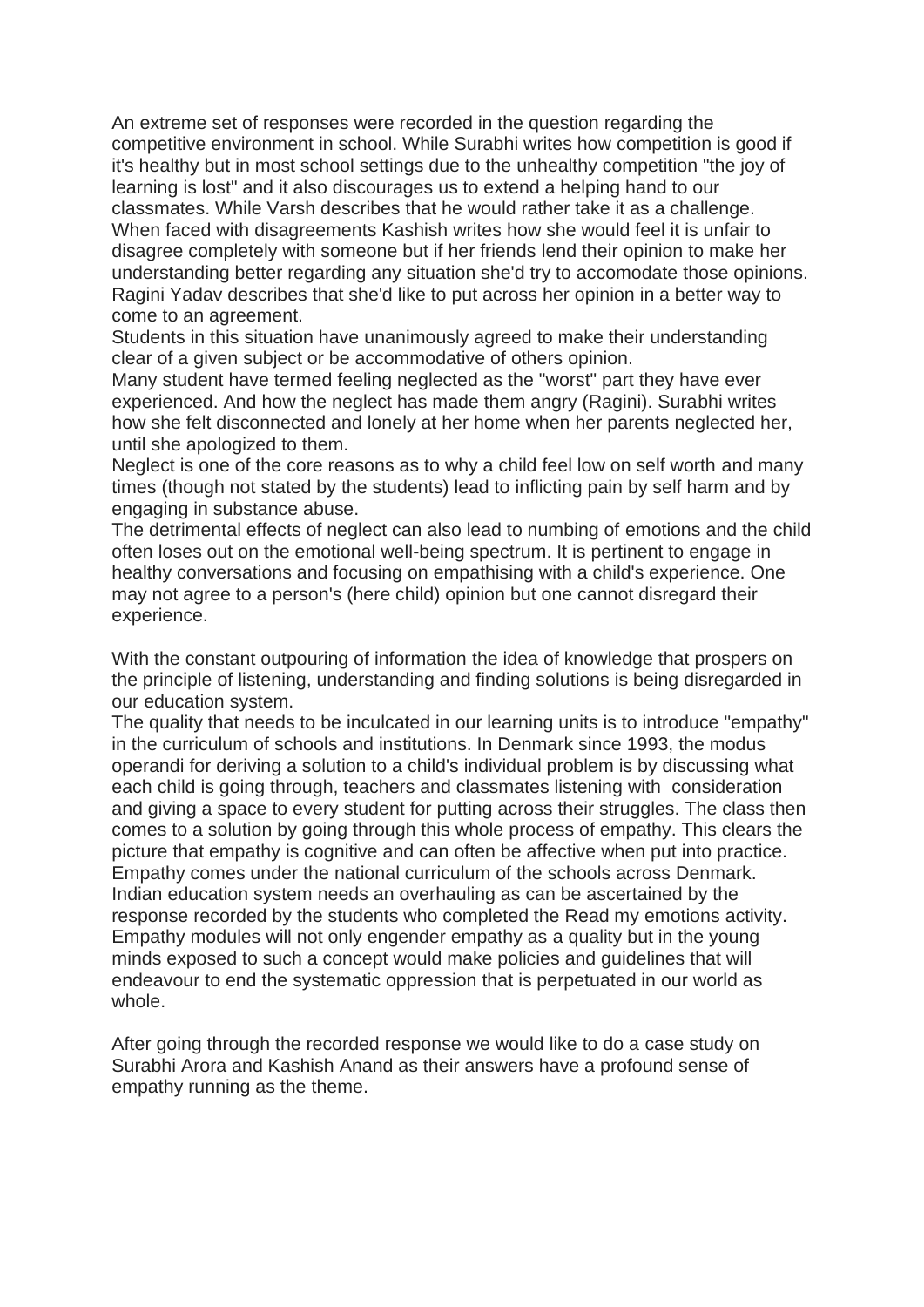An extreme set of responses were recorded in the question regarding the competitive environment in school. While Surabhi writes how competition is good if it's healthy but in most school settings due to the unhealthy competition "the joy of learning is lost" and it also discourages us to extend a helping hand to our classmates. While Varsh describes that he would rather take it as a challenge. When faced with disagreements Kashish writes how she would feel it is unfair to disagree completely with someone but if her friends lend their opinion to make her understanding better regarding any situation she'd try to accomodate those opinions. Ragini Yadav describes that she'd like to put across her opinion in a better way to come to an agreement.
Students in this situation have unanimously agreed to make their understanding clear of a given subject or be accommodative of others opinion.
Many student have termed feeling neglected as the "worst" part they have ever experienced. And how the neglect has made them angry (Ragini). Surabhi writes how she felt disconnected and lonely at her home when her parents neglected her, until she apologized to them.
Neglect is one of the core reasons as to why a child feel low on self worth and many times (though not stated by the students) lead to inflicting pain by self harm and by engaging in substance abuse.
The detrimental effects of neglect can also lead to numbing of emotions and the child often loses out on the emotional well-being spectrum. It is pertinent to engage in healthy conversations and focusing on empathising with a child's experience. One may not agree to a person's (here child) opinion but one cannot disregard their experience.

With the constant outpouring of information the idea of knowledge that prospers on the principle of listening, understanding and finding solutions is being disregarded in our education system.
The quality that needs to be inculcated in our learning units is to introduce "empathy" in the curriculum of schools and institutions. In Denmark since 1993, the modus operandi for deriving a solution to a child's individual problem is by discussing what each child is going through, teachers and classmates listening with consideration and giving a space to every student for putting across their struggles. The class then comes to a solution by going through this whole process of empathy. This clears the picture that empathy is cognitive and can often be affective when put into practice. Empathy comes under the national curriculum of the schools across Denmark. Indian education system needs an overhauling as can be ascertained by the response recorded by the students who completed the Read my emotions activity. Empathy modules will not only engender empathy as a quality but in the young minds exposed to such a concept would make policies and guidelines that will endeavour to end the systematic oppression that is perpetuated in our world as whole.

After going through the recorded response we would like to do a case study on Surabhi Arora and Kashish Anand as their answers have a profound sense of empathy running as the theme.